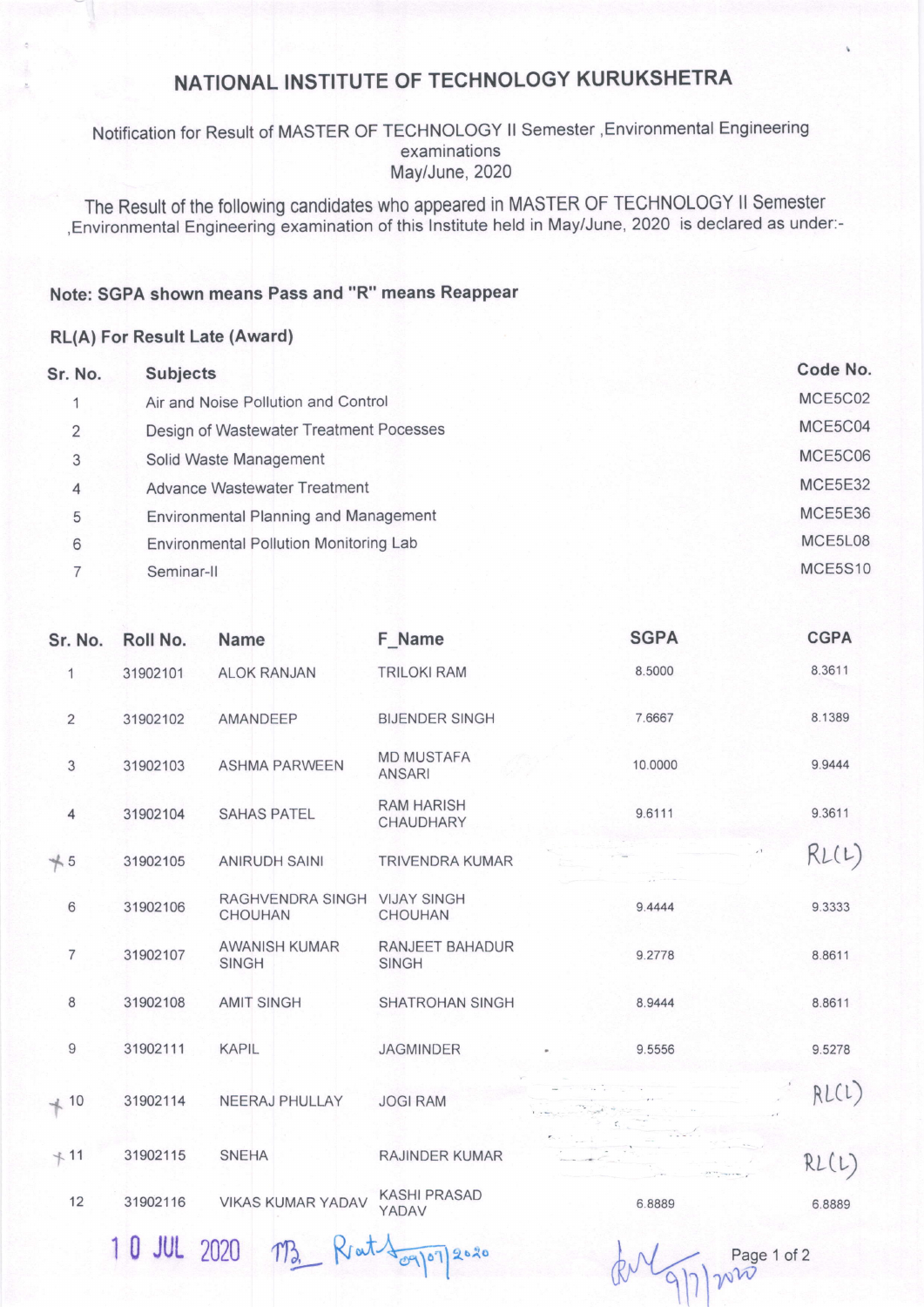# NATIONAL INSTITUTE OF TECHNOLOGY KURUKSHETRA

Notification for Result of MASTER OF TECHNOLOGY II Semester ,Environmental Engineering examinations
May/June, 2020

The Result of the following candidates who appeared in MASTER OF TECHNOLOGY II Semester ,Environmental Engineering examination of this Institute held in May/June, 2020 is declared as under:-

**Note: SGPA shown means Pass and "R" means Reappear**

**RL(A) For Result Late (Award)**

| Sr. No. | Subjects | Code No. |
|---|---|---|
| 1 | Air and Noise Pollution and Control | MCE5C02 |
| 2 | Design of Wastewater Treatment Pocesses | MCE5C04 |
| 3 | Solid Waste Management | MCE5C06 |
| 4 | Advance Wastewater Treatment | MCE5E32 |
| 5 | Environmental Planning and Management | MCE5E36 |
| 6 | Environmental Pollution Monitoring Lab | MCE5L08 |
| 7 | Seminar-II | MCE5S10 |

| Sr. No. | Roll No. | Name | F_Name | SGPA | CGPA |
|---|---|---|---|---|---|
| 1 | 31902101 | ALOK RANJAN | TRILOKI RAM | 8.5000 | 8.3611 |
| 2 | 31902102 | AMANDEEP | BIJENDER SINGH | 7.6667 | 8.1389 |
| 3 | 31902103 | ASHMA PARWEEN | MD MUSTAFA ANSARI | 10.0000 | 9.9444 |
| 4 | 31902104 | SAHAS PATEL | RAM HARISH CHAUDHARY | 9.6111 | 9.3611 |
| 5 | 31902105 | ANIRUDH SAINI | TRIVENDRA KUMAR | | RL(L) |
| 6 | 31902106 | RAGHVENDRA SINGH CHOUHAN | VIJAY SINGH CHOUHAN | 9.4444 | 9.3333 |
| 7 | 31902107 | AWANISH KUMAR SINGH | RANJEET BAHADUR SINGH | 9.2778 | 8.8611 |
| 8 | 31902108 | AMIT SINGH | SHATROHAN SINGH | 8.9444 | 8.8611 |
| 9 | 31902111 | KAPIL | JAGMINDER | 9.5556 | 9.5278 |
| 10 | 31902114 | NEERAJ PHULLAY | JOGI RAM | | RL(L) |
| 11 | 31902115 | SNEHA | RAJINDER KUMAR | | RL(L) |
| 12 | 31902116 | VIKAS KUMAR YADAV | KASHI PRASAD YADAV | 6.8889 | 6.8889 |

10 JUL 2020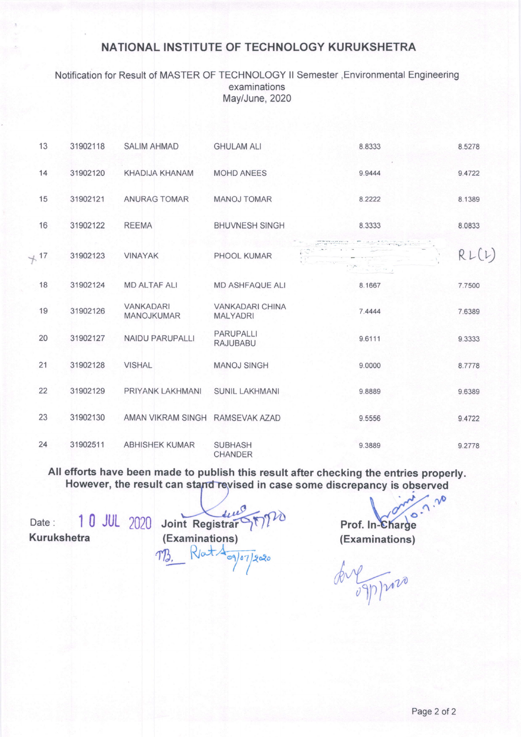# NATIONAL INSTITUTE OF TECHNOLOGY KURUKSHETRA

Notification for Result of MASTER OF TECHNOLOGY II Semester ,Environmental Engineering examinations May/June, 2020

| | | | | | |
|---|---|---|---|---|---|
| 13 | 31902118 | SALIM AHMAD | GHULAM ALI | 8.8333 | 8.5278 |
| 14 | 31902120 | KHADIJA KHANAM | MOHD ANEES | 9.9444 | 9.4722 |
| 15 | 31902121 | ANURAG TOMAR | MANOJ TOMAR | 8.2222 | 8.1389 |
| 16 | 31902122 | REEMA | BHUVNESH SINGH | 8.3333 | 8.0833 |
| 17 | 31902123 | VINAYAK | PHOOL KUMAR | | RL(L) |
| 18 | 31902124 | MD ALTAF ALI | MD ASHFAQUE ALI | 8.1667 | 7.7500 |
| 19 | 31902126 | VANKADARI MANOJKUMAR | VANKADARI CHINA MALYADRI | 7.4444 | 7.6389 |
| 20 | 31902127 | NAIDU PARUPALLI | PARUPALLI RAJUBABU | 9.6111 | 9.3333 |
| 21 | 31902128 | VISHAL | MANOJ SINGH | 9.0000 | 8.7778 |
| 22 | 31902129 | PRIYANK LAKHMANI | SUNIL LAKHMANI | 9.8889 | 9.6389 |
| 23 | 31902130 | AMAN VIKRAM SINGH | RAMSEVAK AZAD | 9.5556 | 9.4722 |
| 24 | 31902511 | ABHISHEK KUMAR | SUBHASH CHANDER | 9.3889 | 9.2778 |

**All efforts have been made to publish this result after checking the entries properly. However, the result can stand revised in case some discrepancy is observed**

Date : 10 JUL 2020
**Kurukshetra**

**Joint Registrar**
**(Examinations)**

**Prof. In-Charge**
**(Examinations)**